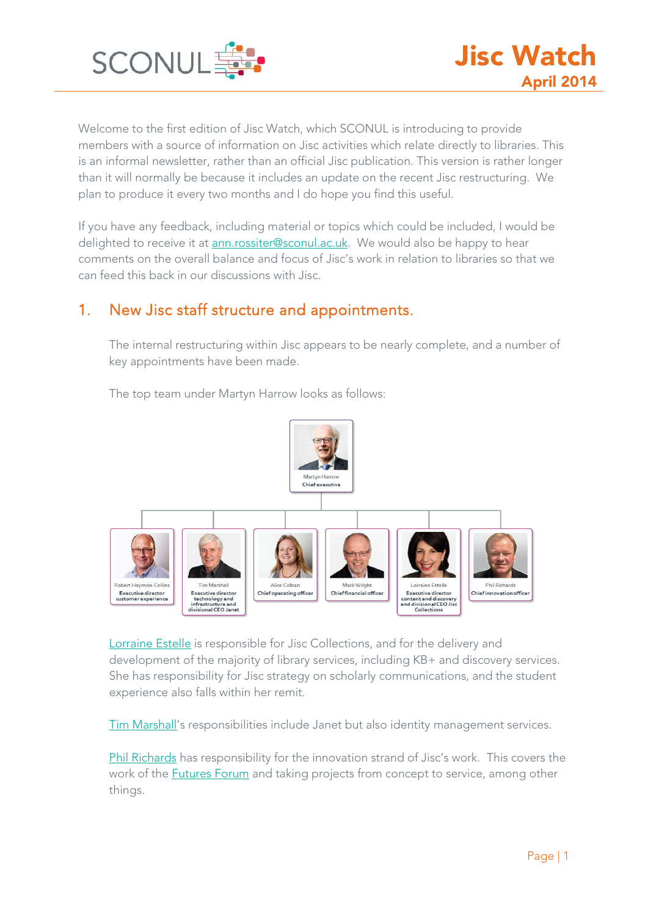# Jisc Watch

## April 2014

Welcome to the first edition of Jisc Watch, which SCONUL is introducing to provide members with a source of information on Jisc activities which relate directly to libraries. This is an informal newsletter, rather than an official Jisc publication. This version is rather longer than it will normally be because it includes an update on the recent Jisc restructuring. We plan to produce it every two months and I do hope you find this useful.

If you have any feedback, including material or topics which could be included, I would be delighted to receive it at ann.rossiter@sconul.ac.uk. We would also be happy to hear comments on the overall balance and focus of Jisc's work in relation to libraries so that we can feed this back in our discussions with Jisc.

## 1. New Jisc staff structure and appointments.

The internal restructuring within Jisc appears to be nearly complete, and a number of key appointments have been made.

The top team under Martyn Harrow looks as follows:

Martyn Harrow
**Chief executive**

- Robert Haymon-Collins — **Executive director customer experience**
- Tim Marshall — **Executive director technology and infrastructure and divisional CEO Janet**
- Alice Colban — **Chief operating officer**
- Mark Wright — **Chief financial officer**
- Lorraine Estelle — **Executive director content and discovery and divisional CEO Jisc Collections**
- Phil Richards — **Chief innovation officer**

Lorraine Estelle is responsible for Jisc Collections, and for the delivery and development of the majority of library services, including KB+ and discovery services. She has responsibility for Jisc strategy on scholarly communications, and the student experience also falls within her remit.

Tim Marshall's responsibilities include Janet but also identity management services.

Phil Richards has responsibility for the innovation strand of Jisc's work. This covers the work of the Futures Forum and taking projects from concept to service, among other things.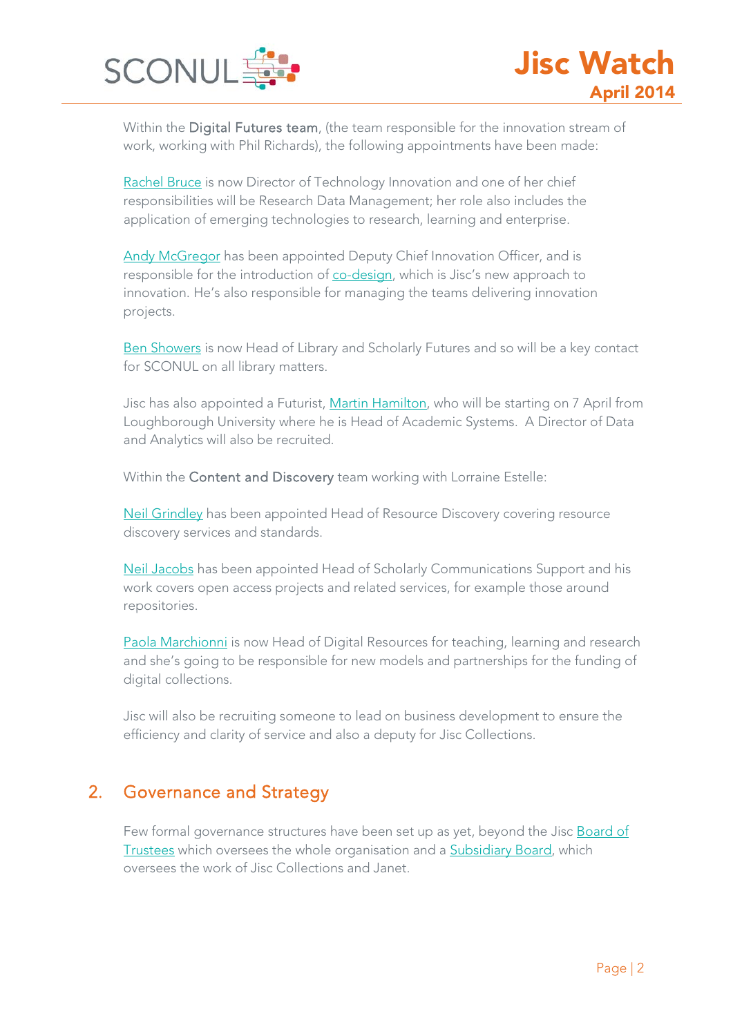Within the **Digital Futures team**, (the team responsible for the innovation stream of work, working with Phil Richards), the following appointments have been made:

Rachel Bruce is now Director of Technology Innovation and one of her chief responsibilities will be Research Data Management; her role also includes the application of emerging technologies to research, learning and enterprise.

Andy McGregor has been appointed Deputy Chief Innovation Officer, and is responsible for the introduction of co-design, which is Jisc's new approach to innovation. He's also responsible for managing the teams delivering innovation projects.

Ben Showers is now Head of Library and Scholarly Futures and so will be a key contact for SCONUL on all library matters.

Jisc has also appointed a Futurist, Martin Hamilton, who will be starting on 7 April from Loughborough University where he is Head of Academic Systems. A Director of Data and Analytics will also be recruited.

Within the **Content and Discovery** team working with Lorraine Estelle:

Neil Grindley has been appointed Head of Resource Discovery covering resource discovery services and standards.

Neil Jacobs has been appointed Head of Scholarly Communications Support and his work covers open access projects and related services, for example those around repositories.

Paola Marchionni is now Head of Digital Resources for teaching, learning and research and she's going to be responsible for new models and partnerships for the funding of digital collections.

Jisc will also be recruiting someone to lead on business development to ensure the efficiency and clarity of service and also a deputy for Jisc Collections.

## 2. Governance and Strategy

Few formal governance structures have been set up as yet, beyond the Jisc Board of Trustees which oversees the whole organisation and a Subsidiary Board, which oversees the work of Jisc Collections and Janet.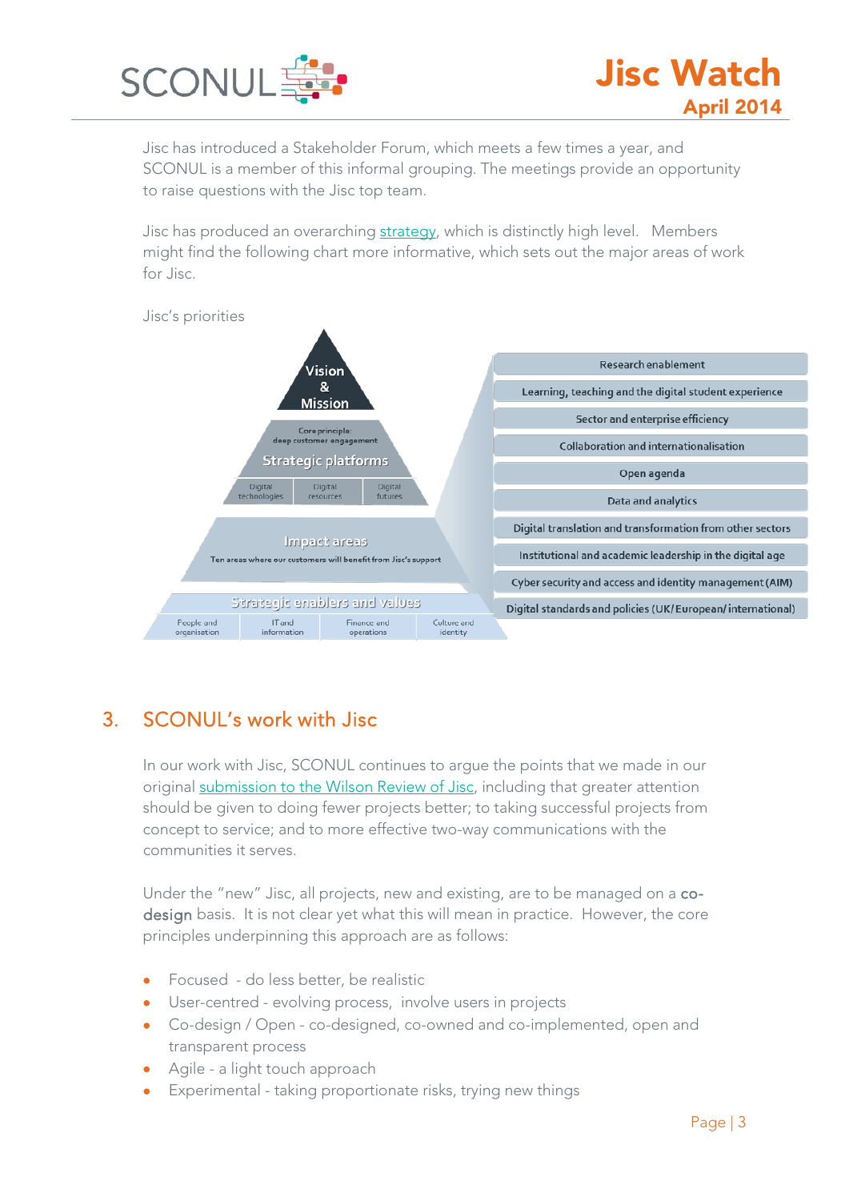Jisc has introduced a Stakeholder Forum, which meets a few times a year, and SCONUL is a member of this informal grouping. The meetings provide an opportunity to raise questions with the Jisc top team.

Jisc has produced an overarching strategy, which is distinctly high level. Members might find the following chart more informative, which sets out the major areas of work for Jisc.

Jisc's priorities

Vision & Mission

Core principle: deep customer engagement

Strategic platforms

Digital technologies | Digital resources | Digital futures

Impact areas

Ten areas where our customers will benefit from Jisc's support

Strategic enablers and values

People and organisation | IT and information | Finance and operations | Culture and identity

- Research enablement
- Learning, teaching and the digital student experience
- Sector and enterprise efficiency
- Collaboration and internationalisation
- Open agenda
- Data and analytics
- Digital translation and transformation from other sectors
- Institutional and academic leadership in the digital age
- Cyber security and access and identity management (AIM)
- Digital standards and policies (UK/European/international)

## 3. SCONUL's work with Jisc

In our work with Jisc, SCONUL continues to argue the points that we made in our original submission to the Wilson Review of Jisc, including that greater attention should be given to doing fewer projects better; to taking successful projects from concept to service; and to more effective two-way communications with the communities it serves.

Under the "new" Jisc, all projects, new and existing, are to be managed on a **co-design** basis. It is not clear yet what this will mean in practice. However, the core principles underpinning this approach are as follows:

- Focused - do less better, be realistic
- User-centred - evolving process, involve users in projects
- Co-design / Open - co-designed, co-owned and co-implemented, open and transparent process
- Agile - a light touch approach
- Experimental - taking proportionate risks, trying new things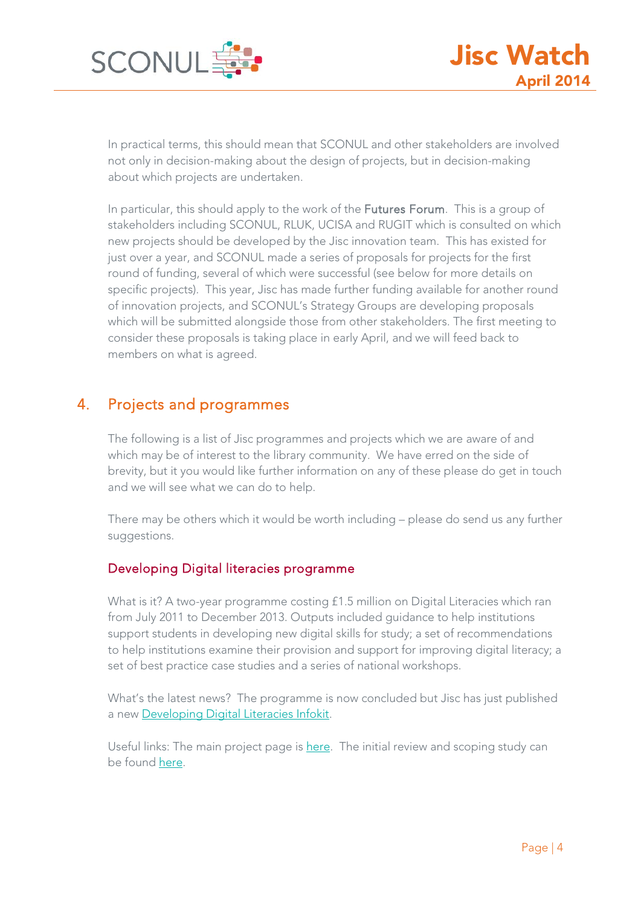In practical terms, this should mean that SCONUL and other stakeholders are involved not only in decision-making about the design of projects, but in decision-making about which projects are undertaken.

In particular, this should apply to the work of the Futures Forum. This is a group of stakeholders including SCONUL, RLUK, UCISA and RUGIT which is consulted on which new projects should be developed by the Jisc innovation team. This has existed for just over a year, and SCONUL made a series of proposals for projects for the first round of funding, several of which were successful (see below for more details on specific projects). This year, Jisc has made further funding available for another round of innovation projects, and SCONUL's Strategy Groups are developing proposals which will be submitted alongside those from other stakeholders. The first meeting to consider these proposals is taking place in early April, and we will feed back to members on what is agreed.

## 4. Projects and programmes

The following is a list of Jisc programmes and projects which we are aware of and which may be of interest to the library community. We have erred on the side of brevity, but it you would like further information on any of these please do get in touch and we will see what we can do to help.

There may be others which it would be worth including – please do send us any further suggestions.

### Developing Digital literacies programme

What is it? A two-year programme costing £1.5 million on Digital Literacies which ran from July 2011 to December 2013. Outputs included guidance to help institutions support students in developing new digital skills for study; a set of recommendations to help institutions examine their provision and support for improving digital literacy; a set of best practice case studies and a series of national workshops.

What's the latest news? The programme is now concluded but Jisc has just published a new Developing Digital Literacies Infokit.

Useful links: The main project page is here. The initial review and scoping study can be found here.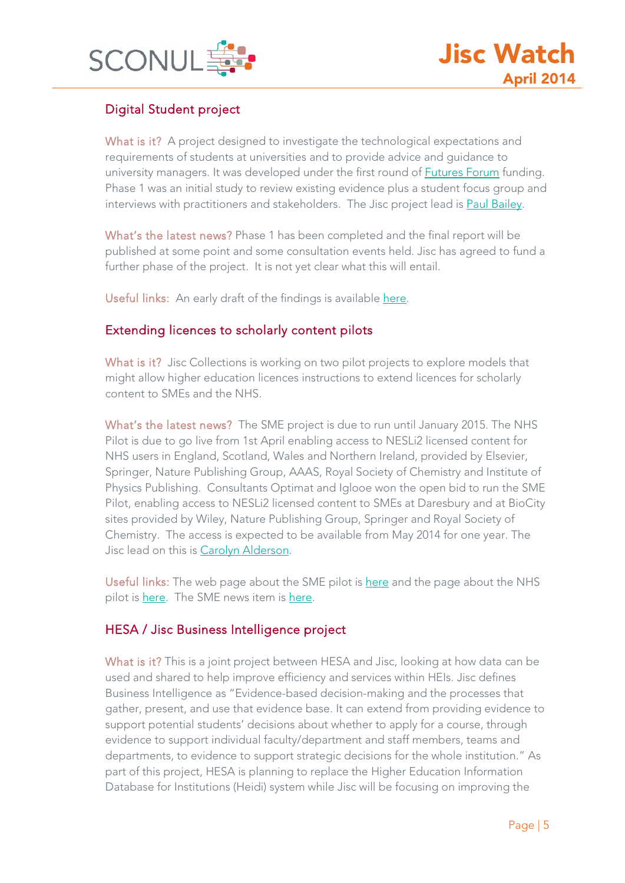## Digital Student project

What is it? A project designed to investigate the technological expectations and requirements of students at universities and to provide advice and guidance to university managers. It was developed under the first round of Futures Forum funding. Phase 1 was an initial study to review existing evidence plus a student focus group and interviews with practitioners and stakeholders. The Jisc project lead is Paul Bailey.

What's the latest news? Phase 1 has been completed and the final report will be published at some point and some consultation events held. Jisc has agreed to fund a further phase of the project. It is not yet clear what this will entail.

Useful links: An early draft of the findings is available here.

## Extending licences to scholarly content pilots

What is it? Jisc Collections is working on two pilot projects to explore models that might allow higher education licences instructions to extend licences for scholarly content to SMEs and the NHS.

What's the latest news? The SME project is due to run until January 2015. The NHS Pilot is due to go live from 1st April enabling access to NESLi2 licensed content for NHS users in England, Scotland, Wales and Northern Ireland, provided by Elsevier, Springer, Nature Publishing Group, AAAS, Royal Society of Chemistry and Institute of Physics Publishing. Consultants Optimat and Iglooe won the open bid to run the SME Pilot, enabling access to NESLi2 licensed content to SMEs at Daresbury and at BioCity sites provided by Wiley, Nature Publishing Group, Springer and Royal Society of Chemistry. The access is expected to be available from May 2014 for one year. The Jisc lead on this is Carolyn Alderson.

Useful links: The web page about the SME pilot is here and the page about the NHS pilot is here. The SME news item is here.

## HESA / Jisc Business Intelligence project

What is it? This is a joint project between HESA and Jisc, looking at how data can be used and shared to help improve efficiency and services within HEIs. Jisc defines Business Intelligence as "Evidence-based decision-making and the processes that gather, present, and use that evidence base. It can extend from providing evidence to support potential students' decisions about whether to apply for a course, through evidence to support individual faculty/department and staff members, teams and departments, to evidence to support strategic decisions for the whole institution." As part of this project, HESA is planning to replace the Higher Education Information Database for Institutions (Heidi) system while Jisc will be focusing on improving the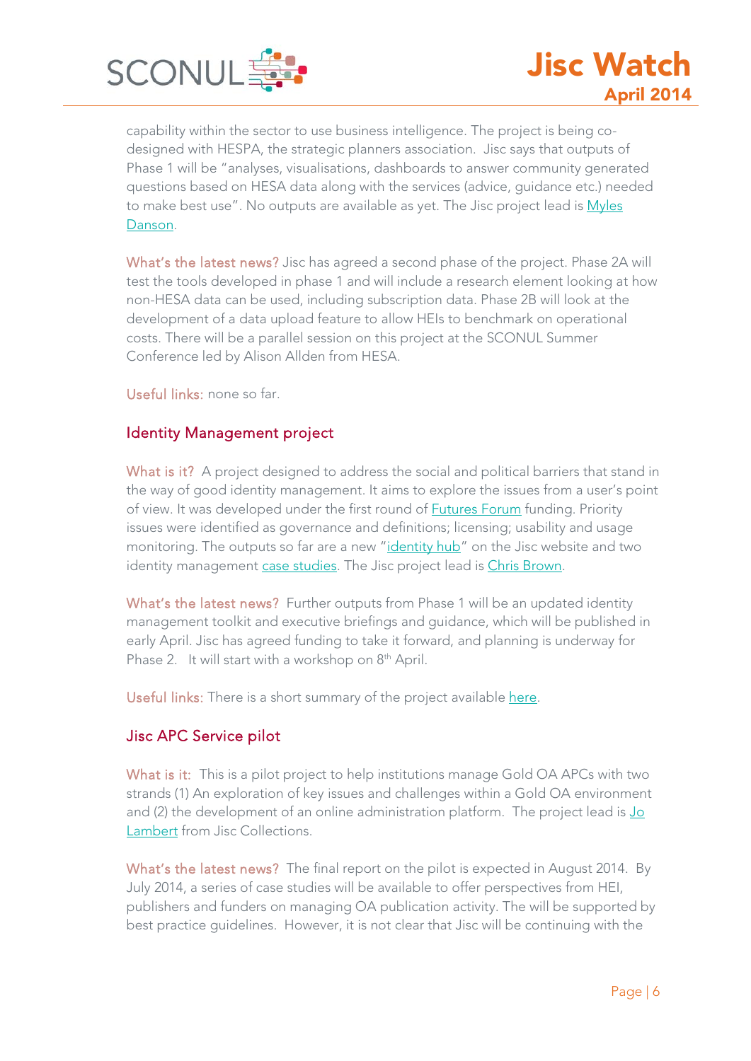capability within the sector to use business intelligence. The project is being co-designed with HESPA, the strategic planners association. Jisc says that outputs of Phase 1 will be "analyses, visualisations, dashboards to answer community generated questions based on HESA data along with the services (advice, guidance etc.) needed to make best use". No outputs are available as yet. The Jisc project lead is Myles Danson.

What's the latest news? Jisc has agreed a second phase of the project. Phase 2A will test the tools developed in phase 1 and will include a research element looking at how non-HESA data can be used, including subscription data. Phase 2B will look at the development of a data upload feature to allow HEIs to benchmark on operational costs. There will be a parallel session on this project at the SCONUL Summer Conference led by Alison Allden from HESA.

Useful links: none so far.

## Identity Management project

What is it? A project designed to address the social and political barriers that stand in the way of good identity management. It aims to explore the issues from a user's point of view. It was developed under the first round of Futures Forum funding. Priority issues were identified as governance and definitions; licensing; usability and usage monitoring. The outputs so far are a new "identity hub" on the Jisc website and two identity management case studies. The Jisc project lead is Chris Brown.

What's the latest news? Further outputs from Phase 1 will be an updated identity management toolkit and executive briefings and guidance, which will be published in early April. Jisc has agreed funding to take it forward, and planning is underway for Phase 2. It will start with a workshop on 8th April.

Useful links: There is a short summary of the project available here.

## Jisc APC Service pilot

What is it: This is a pilot project to help institutions manage Gold OA APCs with two strands (1) An exploration of key issues and challenges within a Gold OA environment and (2) the development of an online administration platform. The project lead is Jo Lambert from Jisc Collections.

What's the latest news? The final report on the pilot is expected in August 2014. By July 2014, a series of case studies will be available to offer perspectives from HEI, publishers and funders on managing OA publication activity. The will be supported by best practice guidelines. However, it is not clear that Jisc will be continuing with the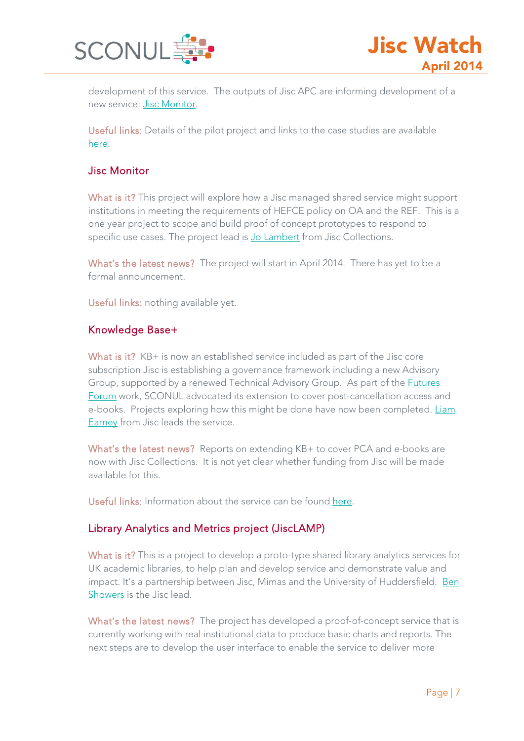development of this service. The outputs of Jisc APC are informing development of a new service: Jisc Monitor.

Useful links: Details of the pilot project and links to the case studies are available here.

### Jisc Monitor

What is it? This project will explore how a Jisc managed shared service might support institutions in meeting the requirements of HEFCE policy on OA and the REF. This is a one year project to scope and build proof of concept prototypes to respond to specific use cases. The project lead is Jo Lambert from Jisc Collections.

What's the latest news? The project will start in April 2014. There has yet to be a formal announcement.

Useful links: nothing available yet.

### Knowledge Base+

What is it? KB+ is now an established service included as part of the Jisc core subscription Jisc is establishing a governance framework including a new Advisory Group, supported by a renewed Technical Advisory Group. As part of the Futures Forum work, SCONUL advocated its extension to cover post-cancellation access and e-books. Projects exploring how this might be done have now been completed. Liam Earney from Jisc leads the service.

What's the latest news? Reports on extending KB+ to cover PCA and e-books are now with Jisc Collections. It is not yet clear whether funding from Jisc will be made available for this.

Useful links: Information about the service can be found here.

### Library Analytics and Metrics project (JiscLAMP)

What is it? This is a project to develop a proto-type shared library analytics services for UK academic libraries, to help plan and develop service and demonstrate value and impact. It's a partnership between Jisc, Mimas and the University of Huddersfield. Ben Showers is the Jisc lead.

What's the latest news? The project has developed a proof-of-concept service that is currently working with real institutional data to produce basic charts and reports. The next steps are to develop the user interface to enable the service to deliver more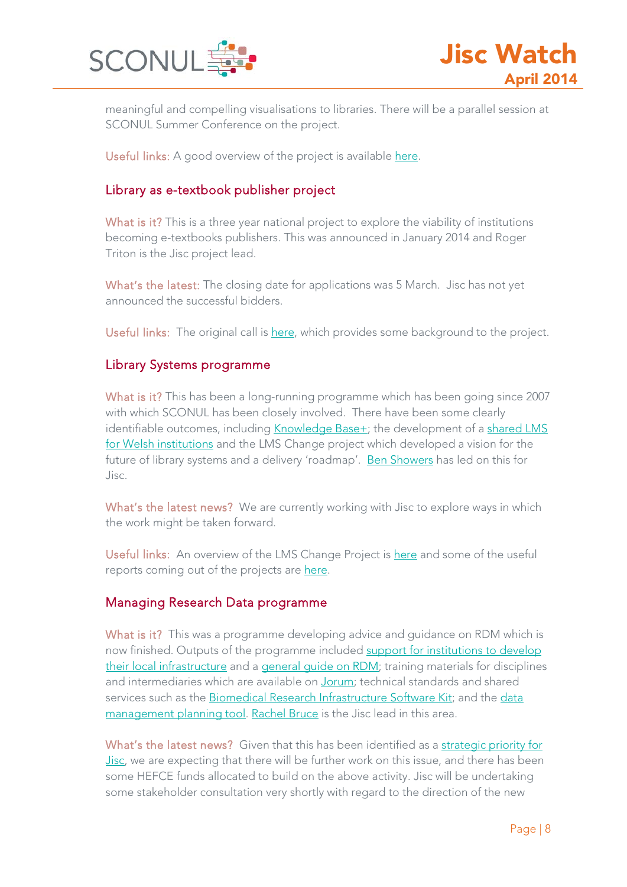meaningful and compelling visualisations to libraries. There will be a parallel session at SCONUL Summer Conference on the project.

Useful links: A good overview of the project is available here.

## Library as e-textbook publisher project

What is it? This is a three year national project to explore the viability of institutions becoming e-textbooks publishers. This was announced in January 2014 and Roger Triton is the Jisc project lead.

What's the latest: The closing date for applications was 5 March. Jisc has not yet announced the successful bidders.

Useful links: The original call is here, which provides some background to the project.

## Library Systems programme

What is it? This has been a long-running programme which has been going since 2007 with which SCONUL has been closely involved. There have been some clearly identifiable outcomes, including Knowledge Base+; the development of a shared LMS for Welsh institutions and the LMS Change project which developed a vision for the future of library systems and a delivery 'roadmap'. Ben Showers has led on this for Jisc.

What's the latest news? We are currently working with Jisc to explore ways in which the work might be taken forward.

Useful links: An overview of the LMS Change Project is here and some of the useful reports coming out of the projects are here.

## Managing Research Data programme

What is it? This was a programme developing advice and guidance on RDM which is now finished. Outputs of the programme included support for institutions to develop their local infrastructure and a general guide on RDM; training materials for disciplines and intermediaries which are available on Jorum; technical standards and shared services such as the Biomedical Research Infrastructure Software Kit; and the data management planning tool. Rachel Bruce is the Jisc lead in this area.

What's the latest news? Given that this has been identified as a strategic priority for Jisc, we are expecting that there will be further work on this issue, and there has been some HEFCE funds allocated to build on the above activity. Jisc will be undertaking some stakeholder consultation very shortly with regard to the direction of the new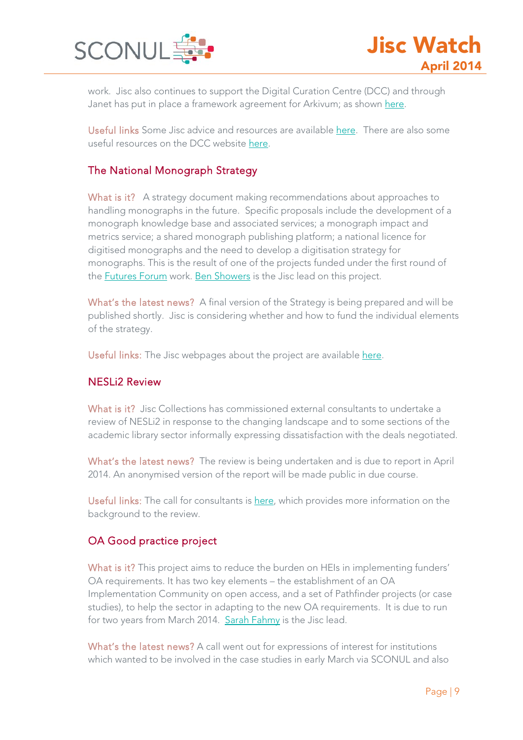work. Jisc also continues to support the Digital Curation Centre (DCC) and through Janet has put in place a framework agreement for Arkivum; as shown here.

Useful links Some Jisc advice and resources are available here. There are also some useful resources on the DCC website here.

## The National Monograph Strategy

What is it? A strategy document making recommendations about approaches to handling monographs in the future. Specific proposals include the development of a monograph knowledge base and associated services; a monograph impact and metrics service; a shared monograph publishing platform; a national licence for digitised monographs and the need to develop a digitisation strategy for monographs. This is the result of one of the projects funded under the first round of the Futures Forum work. Ben Showers is the Jisc lead on this project.

What's the latest news? A final version of the Strategy is being prepared and will be published shortly. Jisc is considering whether and how to fund the individual elements of the strategy.

Useful links: The Jisc webpages about the project are available here.

## NESLi2 Review

What is it? Jisc Collections has commissioned external consultants to undertake a review of NESLi2 in response to the changing landscape and to some sections of the academic library sector informally expressing dissatisfaction with the deals negotiated.

What's the latest news? The review is being undertaken and is due to report in April 2014. An anonymised version of the report will be made public in due course.

Useful links: The call for consultants is here, which provides more information on the background to the review.

## OA Good practice project

What is it? This project aims to reduce the burden on HEIs in implementing funders' OA requirements. It has two key elements – the establishment of an OA Implementation Community on open access, and a set of Pathfinder projects (or case studies), to help the sector in adapting to the new OA requirements. It is due to run for two years from March 2014. Sarah Fahmy is the Jisc lead.

What's the latest news? A call went out for expressions of interest for institutions which wanted to be involved in the case studies in early March via SCONUL and also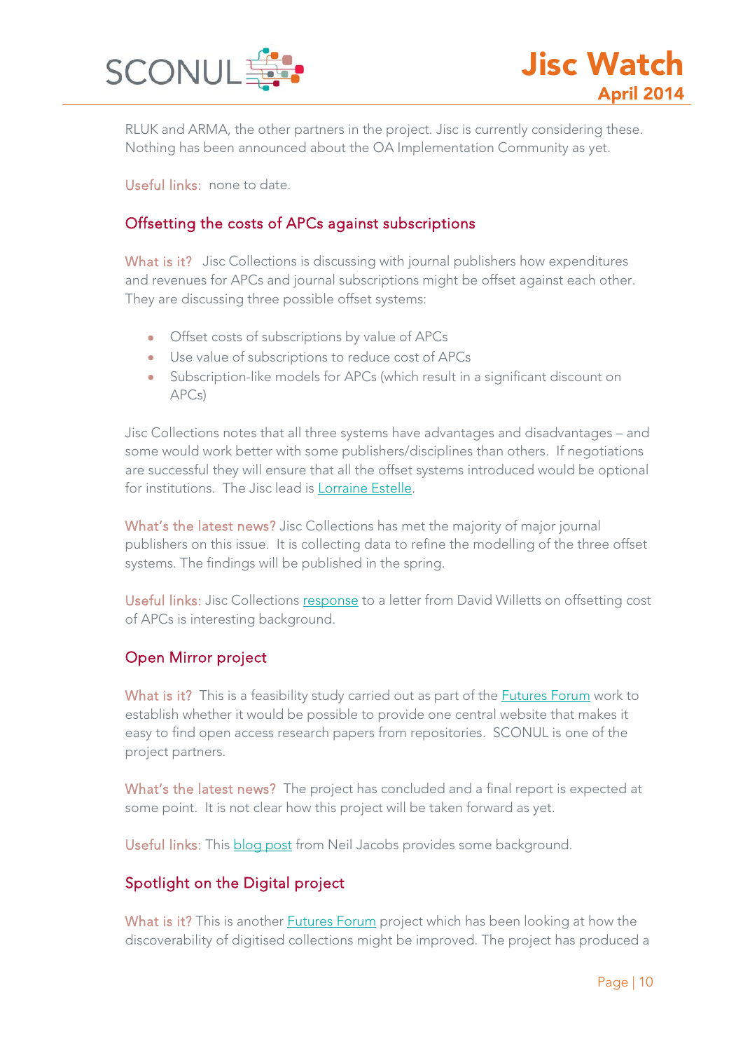RLUK and ARMA, the other partners in the project. Jisc is currently considering these. Nothing has been announced about the OA Implementation Community as yet.

Useful links: none to date.

## Offsetting the costs of APCs against subscriptions

What is it? Jisc Collections is discussing with journal publishers how expenditures and revenues for APCs and journal subscriptions might be offset against each other. They are discussing three possible offset systems:

- Offset costs of subscriptions by value of APCs
- Use value of subscriptions to reduce cost of APCs
- Subscription-like models for APCs (which result in a significant discount on APCs)

Jisc Collections notes that all three systems have advantages and disadvantages – and some would work better with some publishers/disciplines than others. If negotiations are successful they will ensure that all the offset systems introduced would be optional for institutions. The Jisc lead is Lorraine Estelle.

What's the latest news? Jisc Collections has met the majority of major journal publishers on this issue. It is collecting data to refine the modelling of the three offset systems. The findings will be published in the spring.

Useful links: Jisc Collections response to a letter from David Willetts on offsetting cost of APCs is interesting background.

## Open Mirror project

What is it? This is a feasibility study carried out as part of the Futures Forum work to establish whether it would be possible to provide one central website that makes it easy to find open access research papers from repositories. SCONUL is one of the project partners.

What's the latest news? The project has concluded and a final report is expected at some point. It is not clear how this project will be taken forward as yet.

Useful links: This blog post from Neil Jacobs provides some background.

## Spotlight on the Digital project

What is it? This is another Futures Forum project which has been looking at how the discoverability of digitised collections might be improved. The project has produced a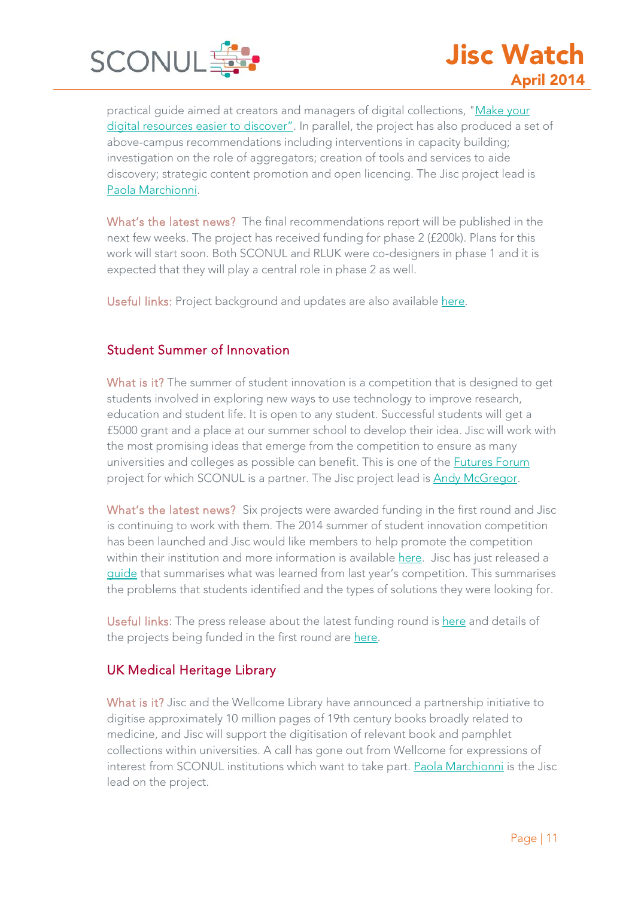practical guide aimed at creators and managers of digital collections, "Make your digital resources easier to discover". In parallel, the project has also produced a set of above-campus recommendations including interventions in capacity building; investigation on the role of aggregators; creation of tools and services to aide discovery; strategic content promotion and open licencing. The Jisc project lead is Paola Marchionni.

What's the latest news? The final recommendations report will be published in the next few weeks. The project has received funding for phase 2 (£200k). Plans for this work will start soon. Both SCONUL and RLUK were co-designers in phase 1 and it is expected that they will play a central role in phase 2 as well.

Useful links: Project background and updates are also available here.

## Student Summer of Innovation

What is it? The summer of student innovation is a competition that is designed to get students involved in exploring new ways to use technology to improve research, education and student life. It is open to any student. Successful students will get a £5000 grant and a place at our summer school to develop their idea. Jisc will work with the most promising ideas that emerge from the competition to ensure as many universities and colleges as possible can benefit. This is one of the Futures Forum project for which SCONUL is a partner. The Jisc project lead is Andy McGregor.

What's the latest news? Six projects were awarded funding in the first round and Jisc is continuing to work with them. The 2014 summer of student innovation competition has been launched and Jisc would like members to help promote the competition within their institution and more information is available here. Jisc has just released a guide that summarises what was learned from last year's competition. This summarises the problems that students identified and the types of solutions they were looking for.

Useful links: The press release about the latest funding round is here and details of the projects being funded in the first round are here.

## UK Medical Heritage Library

What is it? Jisc and the Wellcome Library have announced a partnership initiative to digitise approximately 10 million pages of 19th century books broadly related to medicine, and Jisc will support the digitisation of relevant book and pamphlet collections within universities. A call has gone out from Wellcome for expressions of interest from SCONUL institutions which want to take part. Paola Marchionni is the Jisc lead on the project.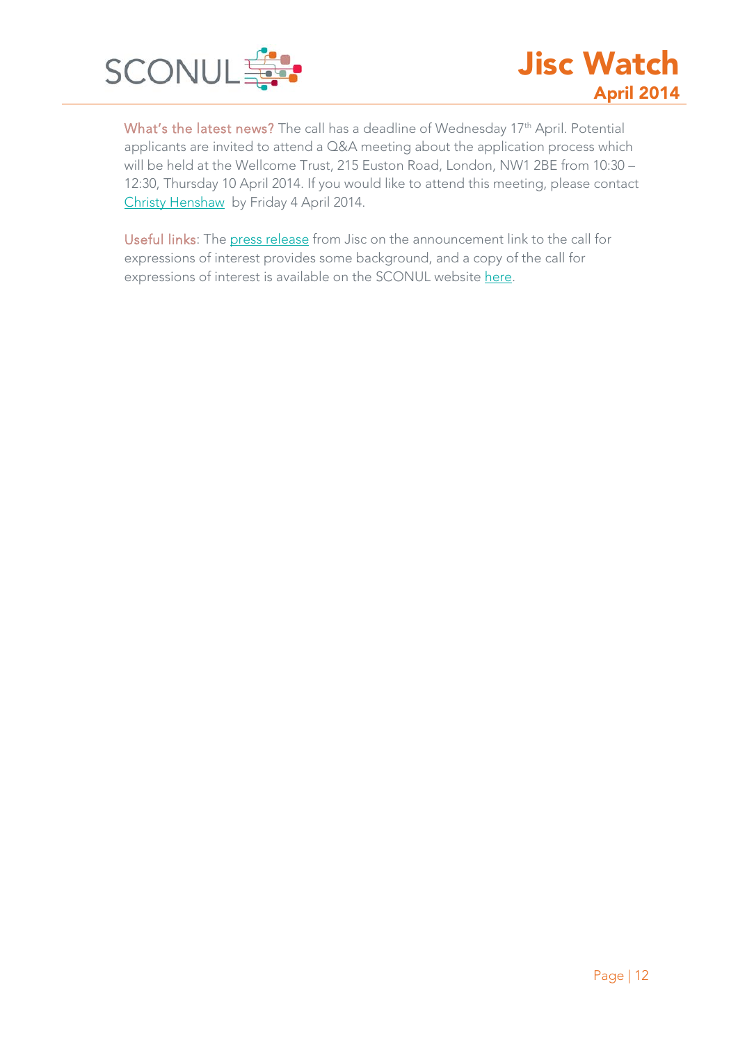What's the latest news? The call has a deadline of Wednesday 17th April. Potential applicants are invited to attend a Q&A meeting about the application process which will be held at the Wellcome Trust, 215 Euston Road, London, NW1 2BE from 10:30 – 12:30, Thursday 10 April 2014. If you would like to attend this meeting, please contact Christy Henshaw by Friday 4 April 2014.

Useful links: The press release from Jisc on the announcement link to the call for expressions of interest provides some background, and a copy of the call for expressions of interest is available on the SCONUL website here.